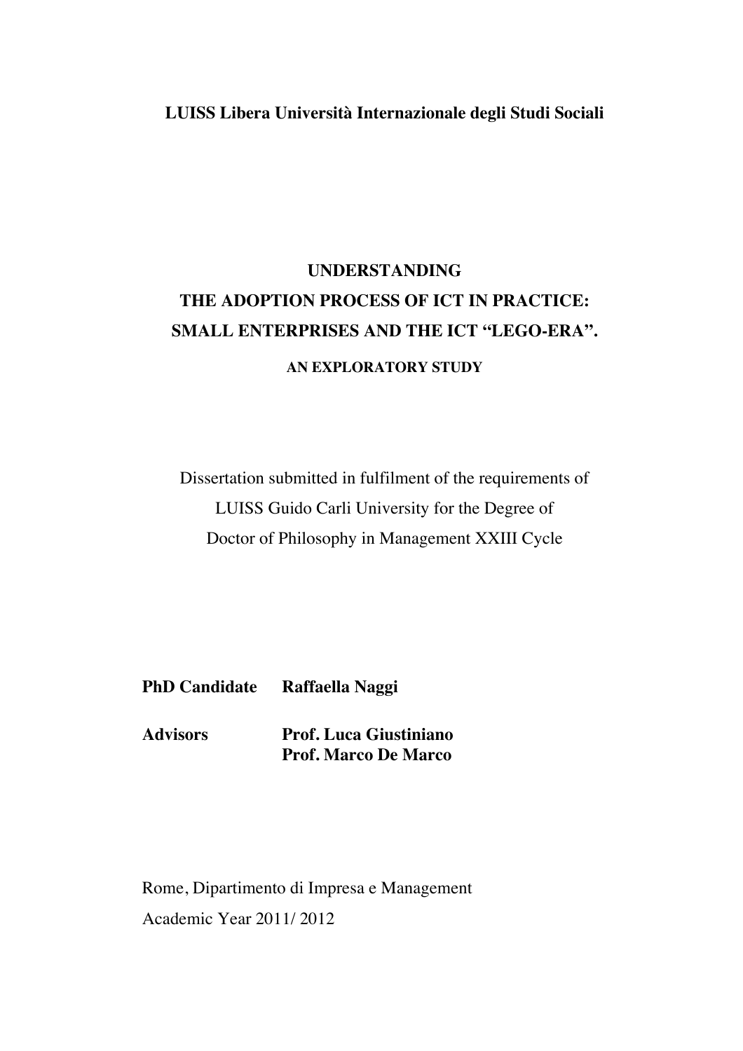**LUISS Libera Università Internazionale degli Studi Sociali**

# UNDERSTANDING THE ADOPTION PROCESS OF ICT IN PRACTICE: SMALL ENTERPRISES AND THE ICT "LEGO-ERA".

## AN EXPLORATORY STUDY

Dissertation submitted in fulfilment of the requirements of
LUISS Guido Carli University for the Degree of
Doctor of Philosophy in Management XXIII Cycle

**PhD Candidate** **Raffaella Naggi**

**Advisors** **Prof. Luca Giustiniano**
**Prof. Marco De Marco**

Rome, Dipartimento di Impresa e Management
Academic Year 2011/ 2012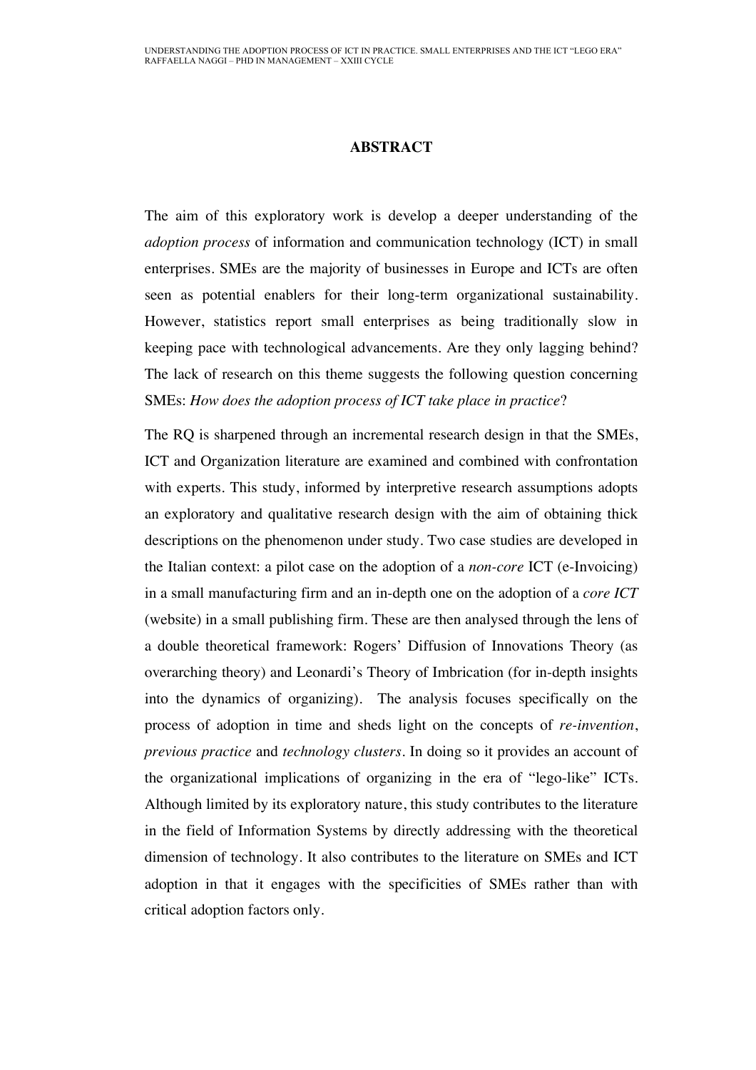## ABSTRACT

The aim of this exploratory work is develop a deeper understanding of the *adoption process* of information and communication technology (ICT) in small enterprises. SMEs are the majority of businesses in Europe and ICTs are often seen as potential enablers for their long-term organizational sustainability. However, statistics report small enterprises as being traditionally slow in keeping pace with technological advancements. Are they only lagging behind? The lack of research on this theme suggests the following question concerning SMEs: *How does the adoption process of ICT take place in practice*?

The RQ is sharpened through an incremental research design in that the SMEs, ICT and Organization literature are examined and combined with confrontation with experts. This study, informed by interpretive research assumptions adopts an exploratory and qualitative research design with the aim of obtaining thick descriptions on the phenomenon under study. Two case studies are developed in the Italian context: a pilot case on the adoption of a *non-core* ICT (e-Invoicing) in a small manufacturing firm and an in-depth one on the adoption of a *core ICT* (website) in a small publishing firm. These are then analysed through the lens of a double theoretical framework: Rogers' Diffusion of Innovations Theory (as overarching theory) and Leonardi's Theory of Imbrication (for in-depth insights into the dynamics of organizing). The analysis focuses specifically on the process of adoption in time and sheds light on the concepts of *re-invention*, *previous practice* and *technology clusters*. In doing so it provides an account of the organizational implications of organizing in the era of "lego-like" ICTs. Although limited by its exploratory nature, this study contributes to the literature in the field of Information Systems by directly addressing with the theoretical dimension of technology. It also contributes to the literature on SMEs and ICT adoption in that it engages with the specificities of SMEs rather than with critical adoption factors only.